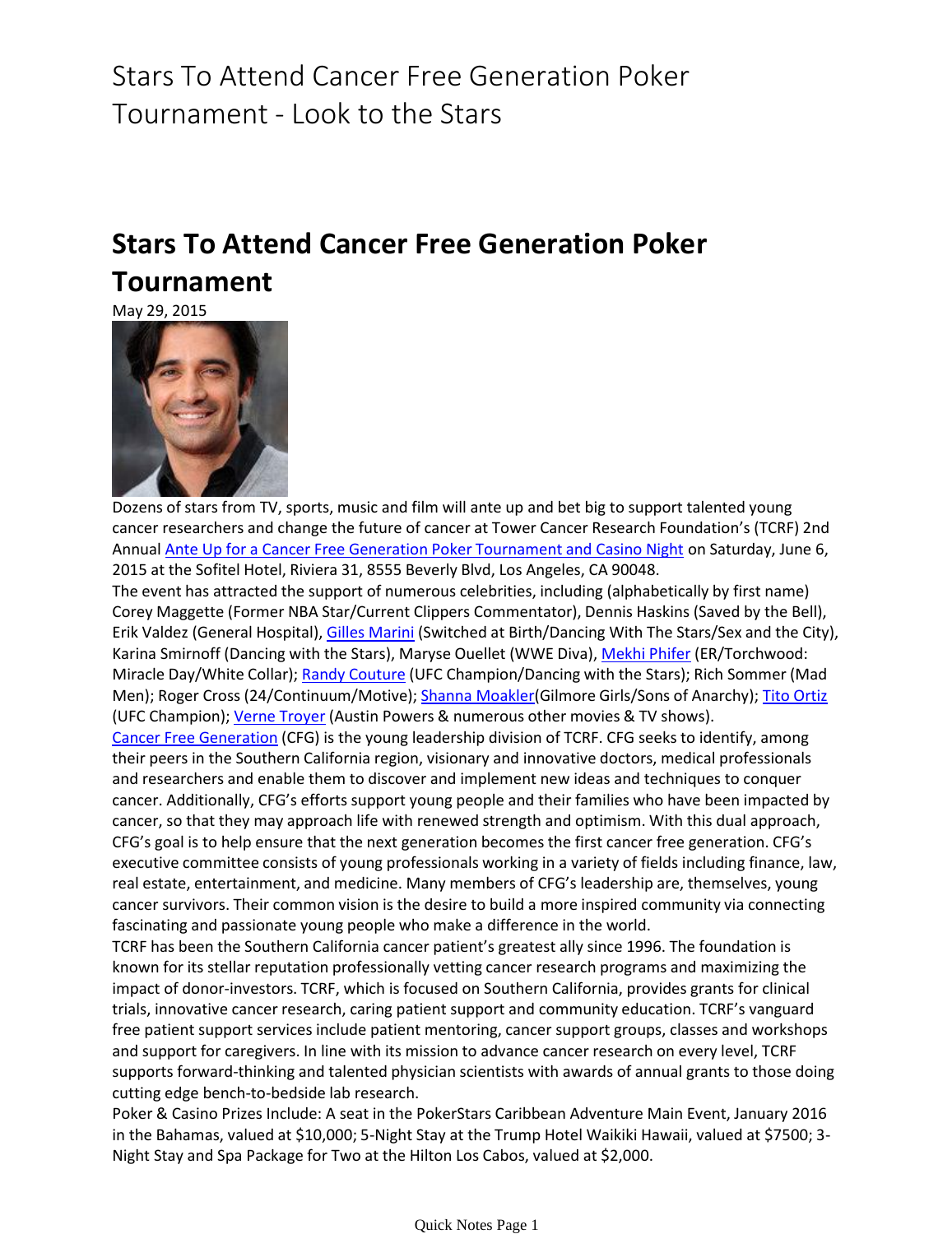# Stars To Attend Cancer Free Generation Poker Tournament - Look to the Stars

## Stars To Attend Cancer Free Generation Poker Tournament

May 29, 2015

Dozens of stars from TV, sports, music and film will ante up and bet big to support talented young cancer researchers and change the future of cancer at Tower Cancer Research Foundation's (TCRF) 2nd Annual Ante Up for a Cancer Free Generation Poker Tournament and Casino Night on Saturday, June 6, 2015 at the Sofitel Hotel, Riviera 31, 8555 Beverly Blvd, Los Angeles, CA 90048.

The event has attracted the support of numerous celebrities, including (alphabetically by first name) Corey Maggette (Former NBA Star/Current Clippers Commentator), Dennis Haskins (Saved by the Bell), Erik Valdez (General Hospital), Gilles Marini (Switched at Birth/Dancing With The Stars/Sex and the City), Karina Smirnoff (Dancing with the Stars), Maryse Ouellet (WWE Diva), Mekhi Phifer (ER/Torchwood: Miracle Day/White Collar); Randy Couture (UFC Champion/Dancing with the Stars); Rich Sommer (Mad Men); Roger Cross (24/Continuum/Motive); Shanna Moakler(Gilmore Girls/Sons of Anarchy); Tito Ortiz (UFC Champion); Verne Troyer (Austin Powers & numerous other movies & TV shows).

Cancer Free Generation (CFG) is the young leadership division of TCRF. CFG seeks to identify, among their peers in the Southern California region, visionary and innovative doctors, medical professionals and researchers and enable them to discover and implement new ideas and techniques to conquer cancer. Additionally, CFG's efforts support young people and their families who have been impacted by cancer, so that they may approach life with renewed strength and optimism. With this dual approach, CFG's goal is to help ensure that the next generation becomes the first cancer free generation. CFG's executive committee consists of young professionals working in a variety of fields including finance, law, real estate, entertainment, and medicine. Many members of CFG's leadership are, themselves, young cancer survivors. Their common vision is the desire to build a more inspired community via connecting fascinating and passionate young people who make a difference in the world.

TCRF has been the Southern California cancer patient's greatest ally since 1996. The foundation is known for its stellar reputation professionally vetting cancer research programs and maximizing the impact of donor-investors. TCRF, which is focused on Southern California, provides grants for clinical trials, innovative cancer research, caring patient support and community education. TCRF's vanguard free patient support services include patient mentoring, cancer support groups, classes and workshops and support for caregivers. In line with its mission to advance cancer research on every level, TCRF supports forward-thinking and talented physician scientists with awards of annual grants to those doing cutting edge bench-to-bedside lab research.

Poker & Casino Prizes Include: A seat in the PokerStars Caribbean Adventure Main Event, January 2016 in the Bahamas, valued at $10,000; 5-Night Stay at the Trump Hotel Waikiki Hawaii, valued at $7500; 3-Night Stay and Spa Package for Two at the Hilton Los Cabos, valued at $2,000.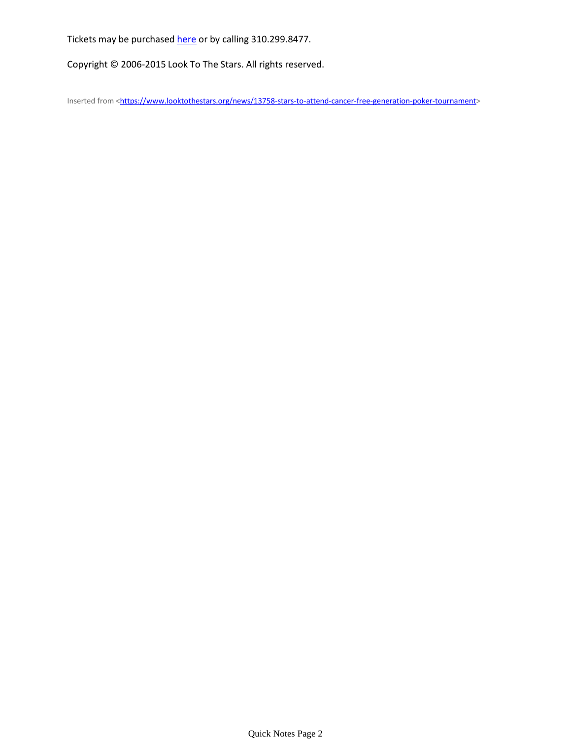Tickets may be purchased [here] or by calling 310.299.8477.

Copyright © 2006-2015 Look To The Stars. All rights reserved.

Inserted from <https://www.looktothestars.org/news/13758-stars-to-attend-cancer-free-generation-poker-tournament>